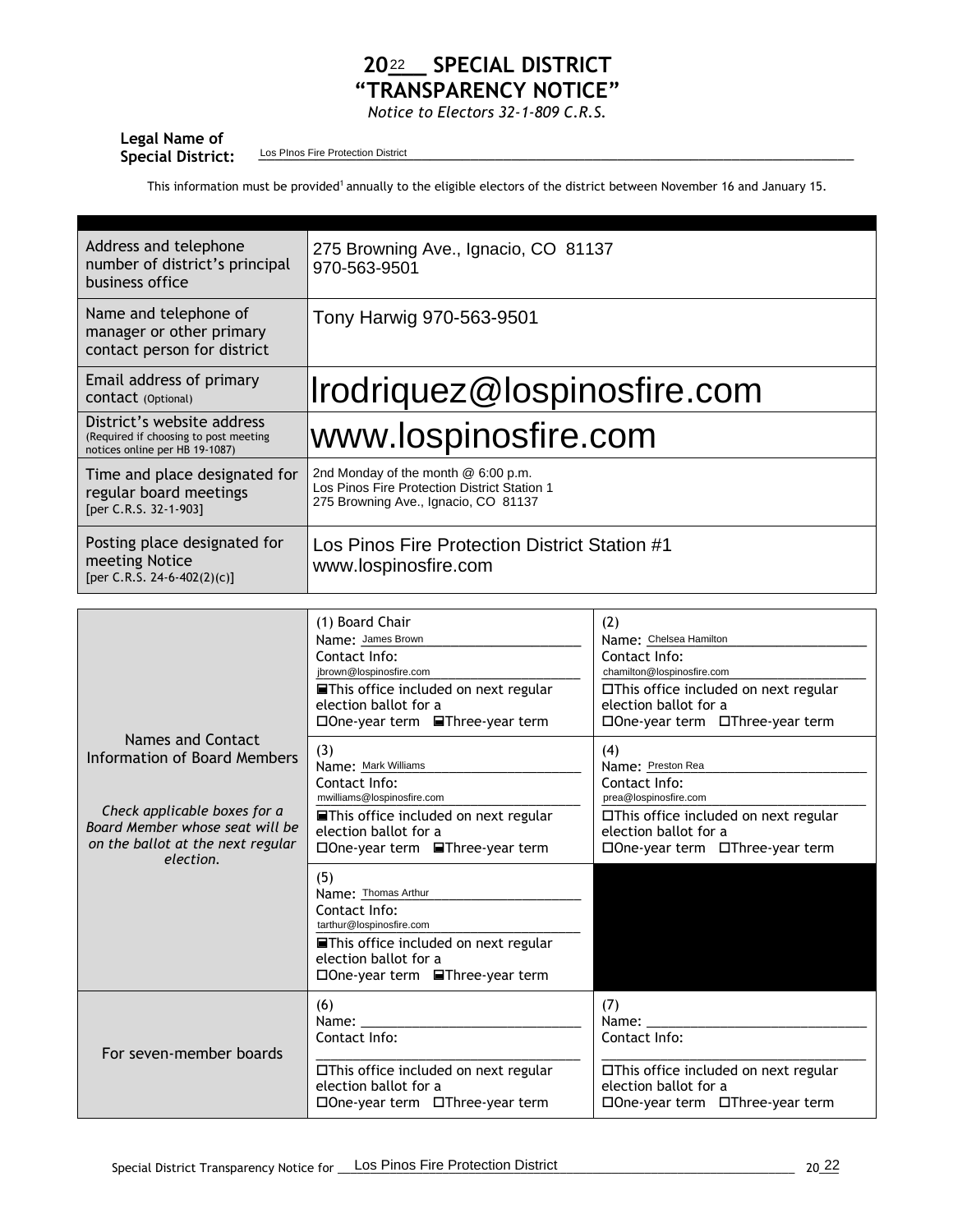# 2022 SPECIAL DISTRICT "TRANSPARENCY NOTICE"

*Notice to Electors 32-1-809 C.R.S.*

**Legal Name of Special District:** Los PInos Fire Protection District

This information must be provided[1] annually to the eligible electors of the district between November 16 and January 15.

| | |
|---|---|
| Address and telephone number of district's principal business office | 275 Browning Ave., Ignacio, CO 81137<br>970-563-9501 |
| Name and telephone of manager or other primary contact person for district | Tony Harwig 970-563-9501 |
| Email address of primary contact (Optional) | lrodriquez@lospinosfire.com |
| District's website address (Required if choosing to post meeting notices online per HB 19-1087) | www.lospinosfire.com |
| Time and place designated for regular board meetings [per C.R.S. 32-1-903] | 2nd Monday of the month @ 6:00 p.m.<br>Los Pinos Fire Protection District Station 1<br>275 Browning Ave., Ignacio, CO 81137 |
| Posting place designated for meeting Notice [per C.R.S. 24-6-402(2)(c)] | Los Pinos Fire Protection District Station #1<br>www.lospinosfire.com |

| | | |
|---|---|---|
| Names and Contact Information of Board Members<br><br>*Check applicable boxes for a Board Member whose seat will be on the ballot at the next regular election.* | (1) Board Chair<br>Name: James Brown<br>Contact Info: jbrown@lospinosfire.com<br>☒ This office included on next regular election ballot for a<br>☐ One-year term ☒ Three-year term | (2)<br>Name: Chelsea Hamilton<br>Contact Info: chamilton@lospinosfire.com<br>☐ This office included on next regular election ballot for a<br>☐ One-year term ☐ Three-year term |
| | (3)<br>Name: Mark Williams<br>Contact Info: mwilliams@lospinosfire.com<br>☒ This office included on next regular election ballot for a<br>☐ One-year term ☒ Three-year term | (4)<br>Name: Preston Rea<br>Contact Info: prea@lospinosfire.com<br>☐ This office included on next regular election ballot for a<br>☐ One-year term ☐ Three-year term |
| | (5)<br>Name: Thomas Arthur<br>Contact Info: tarthur@lospinosfire.com<br>☒ This office included on next regular election ballot for a<br>☐ One-year term ☒ Three-year term | |
| For seven-member boards | (6)<br>Name: ______<br>Contact Info: ______<br>☐ This office included on next regular election ballot for a<br>☐ One-year term ☐ Three-year term | (7)<br>Name: ______<br>Contact Info: ______<br>☐ This office included on next regular election ballot for a<br>☐ One-year term ☐ Three-year term |

Special District Transparency Notice for Los Pinos Fire Protection District 2022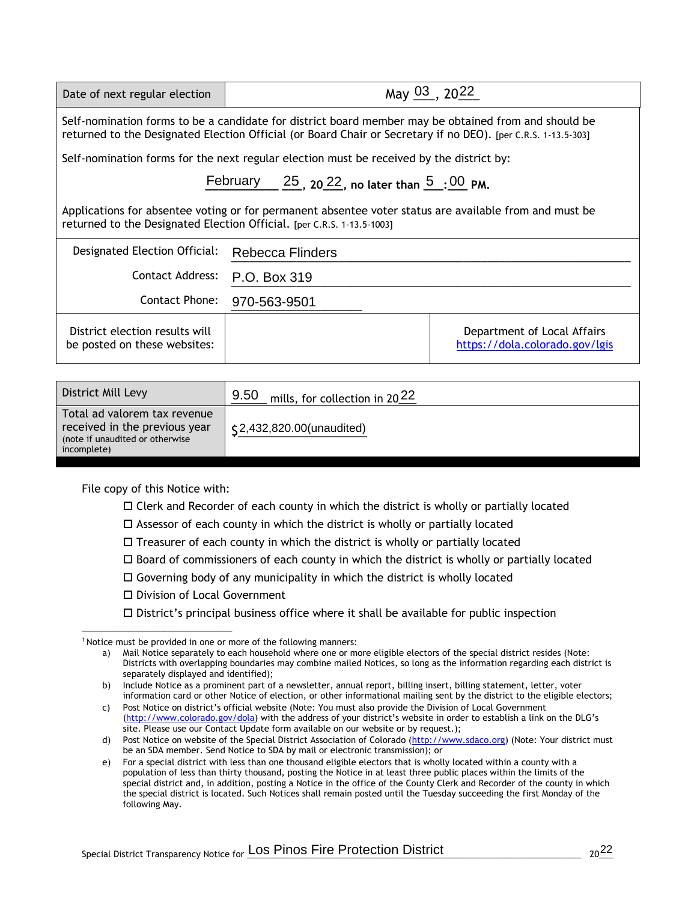| Date of next regular election | May 03, 2022 |
|---|---|

Self-nomination forms to be a candidate for district board member may be obtained from and should be returned to the Designated Election Official (or Board Chair or Secretary if no DEO). [per C.R.S. 1-13.5-303]

Self-nomination forms for the next regular election must be received by the district by:

**February 25, 20 22, no later than 5 :00 PM.**

Applications for absentee voting or for permanent absentee voter status are available from and must be returned to the Designated Election Official. [per C.R.S. 1-13.5-1003]

| | |
|---|---|
| Designated Election Official: | Rebecca Flinders |
| Contact Address: | P.O. Box 319 |
| Contact Phone: | 970-563-9501 |

| | | |
|---|---|---|
| District election results will be posted on these websites: | | Department of Local Affairs https://dola.colorado.gov/lgis |

| | |
|---|---|
| District Mill Levy | 9.50 mills, for collection in 2022 |
| Total ad valorem tax revenue received in the previous year (note if unaudited or otherwise incomplete) | $2,432,820.00(unaudited) |

File copy of this Notice with:

- ☐ Clerk and Recorder of each county in which the district is wholly or partially located
- ☐ Assessor of each county in which the district is wholly or partially located
- ☐ Treasurer of each county in which the district is wholly or partially located
- ☐ Board of commissioners of each county in which the district is wholly or partially located
- ☐ Governing body of any municipality in which the district is wholly located
- ☐ Division of Local Government
- ☐ District's principal business office where it shall be available for public inspection

---

[1] Notice must be provided in one or more of the following manners:

a) Mail Notice separately to each household where one or more eligible electors of the special district resides (Note: Districts with overlapping boundaries may combine mailed Notices, so long as the information regarding each district is separately displayed and identified);

b) Include Notice as a prominent part of a newsletter, annual report, billing insert, billing statement, letter, voter information card or other Notice of election, or other informational mailing sent by the district to the eligible electors;

c) Post Notice on district's official website (Note: You must also provide the Division of Local Government (http://www.colorado.gov/dola) with the address of your district's website in order to establish a link on the DLG's site. Please use our Contact Update form available on our website or by request.);

d) Post Notice on website of the Special District Association of Colorado (http://www.sdaco.org) (Note: Your district must be an SDA member. Send Notice to SDA by mail or electronic transmission); or

e) For a special district with less than one thousand eligible electors that is wholly located within a county with a population of less than thirty thousand, posting the Notice in at least three public places within the limits of the special district and, in addition, posting a Notice in the office of the County Clerk and Recorder of the county in which the special district is located. Such Notices shall remain posted until the Tuesday succeeding the first Monday of the following May.

Special District Transparency Notice for Los Pinos Fire Protection District 2022